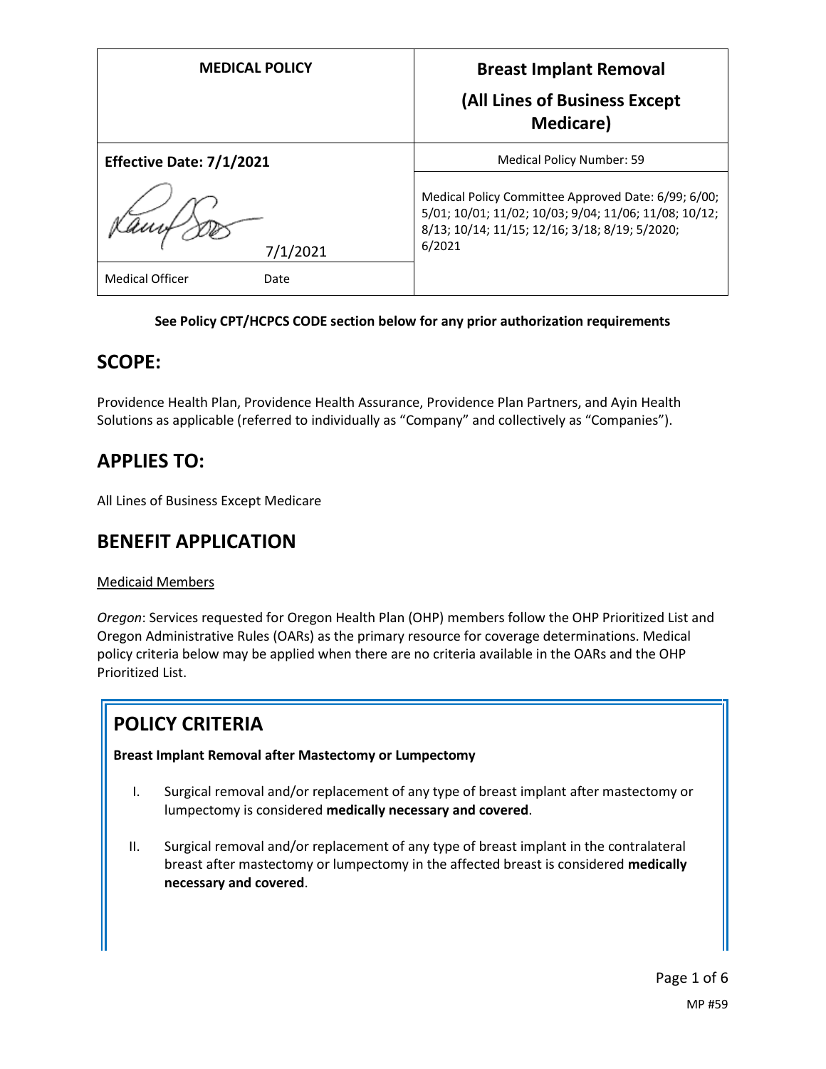| MEDICAL POLICY | Breast Implant Removal (All Lines of Business Except Medicare) |
|---|---|
| **Effective Date: 7/1/2021** | Medical Policy Number: 59 |
| 7/1/2021 | Medical Policy Committee Approved Date: 6/99; 6/00; 5/01; 10/01; 11/02; 10/03; 9/04; 11/06; 11/08; 10/12; 8/13; 10/14; 11/15; 12/16; 3/18; 8/19; 5/2020; 6/2021 |
| Medical Officer Date | |

**See Policy CPT/HCPCS CODE section below for any prior authorization requirements**

## SCOPE:

Providence Health Plan, Providence Health Assurance, Providence Plan Partners, and Ayin Health Solutions as applicable (referred to individually as "Company" and collectively as "Companies").

## APPLIES TO:

All Lines of Business Except Medicare

## BENEFIT APPLICATION

Medicaid Members

*Oregon*: Services requested for Oregon Health Plan (OHP) members follow the OHP Prioritized List and Oregon Administrative Rules (OARs) as the primary resource for coverage determinations. Medical policy criteria below may be applied when there are no criteria available in the OARs and the OHP Prioritized List.

## POLICY CRITERIA

**Breast Implant Removal after Mastectomy or Lumpectomy**

I. Surgical removal and/or replacement of any type of breast implant after mastectomy or lumpectomy is considered **medically necessary and covered**.

II. Surgical removal and/or replacement of any type of breast implant in the contralateral breast after mastectomy or lumpectomy in the affected breast is considered **medically necessary and covered**.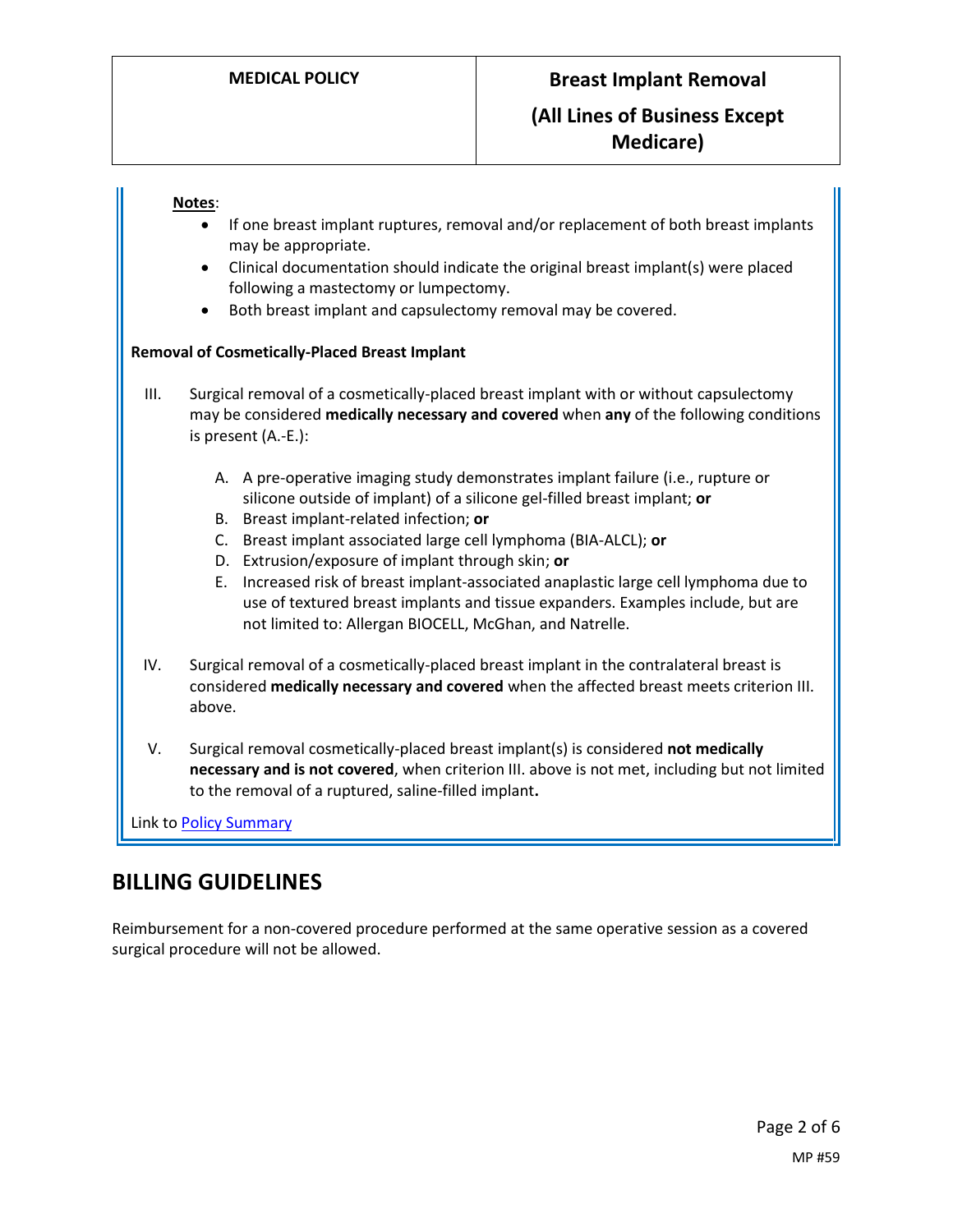**Notes**:

- If one breast implant ruptures, removal and/or replacement of both breast implants may be appropriate.
- Clinical documentation should indicate the original breast implant(s) were placed following a mastectomy or lumpectomy.
- Both breast implant and capsulectomy removal may be covered.

**Removal of Cosmetically-Placed Breast Implant**

III. Surgical removal of a cosmetically-placed breast implant with or without capsulectomy may be considered **medically necessary and covered** when **any** of the following conditions is present (A.-E.):

   A. A pre-operative imaging study demonstrates implant failure (i.e., rupture or silicone outside of implant) of a silicone gel-filled breast implant; **or**
   B. Breast implant-related infection; **or**
   C. Breast implant associated large cell lymphoma (BIA-ALCL); **or**
   D. Extrusion/exposure of implant through skin; **or**
   E. Increased risk of breast implant-associated anaplastic large cell lymphoma due to use of textured breast implants and tissue expanders. Examples include, but are not limited to: Allergan BIOCELL, McGhan, and Natrelle.

IV. Surgical removal of a cosmetically-placed breast implant in the contralateral breast is considered **medically necessary and covered** when the affected breast meets criterion III. above.

V. Surgical removal cosmetically-placed breast implant(s) is considered **not medically necessary and is not covered**, when criterion III. above is not met, including but not limited to the removal of a ruptured, saline-filled implant**.**

Link to Policy Summary

## BILLING GUIDELINES

Reimbursement for a non-covered procedure performed at the same operative session as a covered surgical procedure will not be allowed.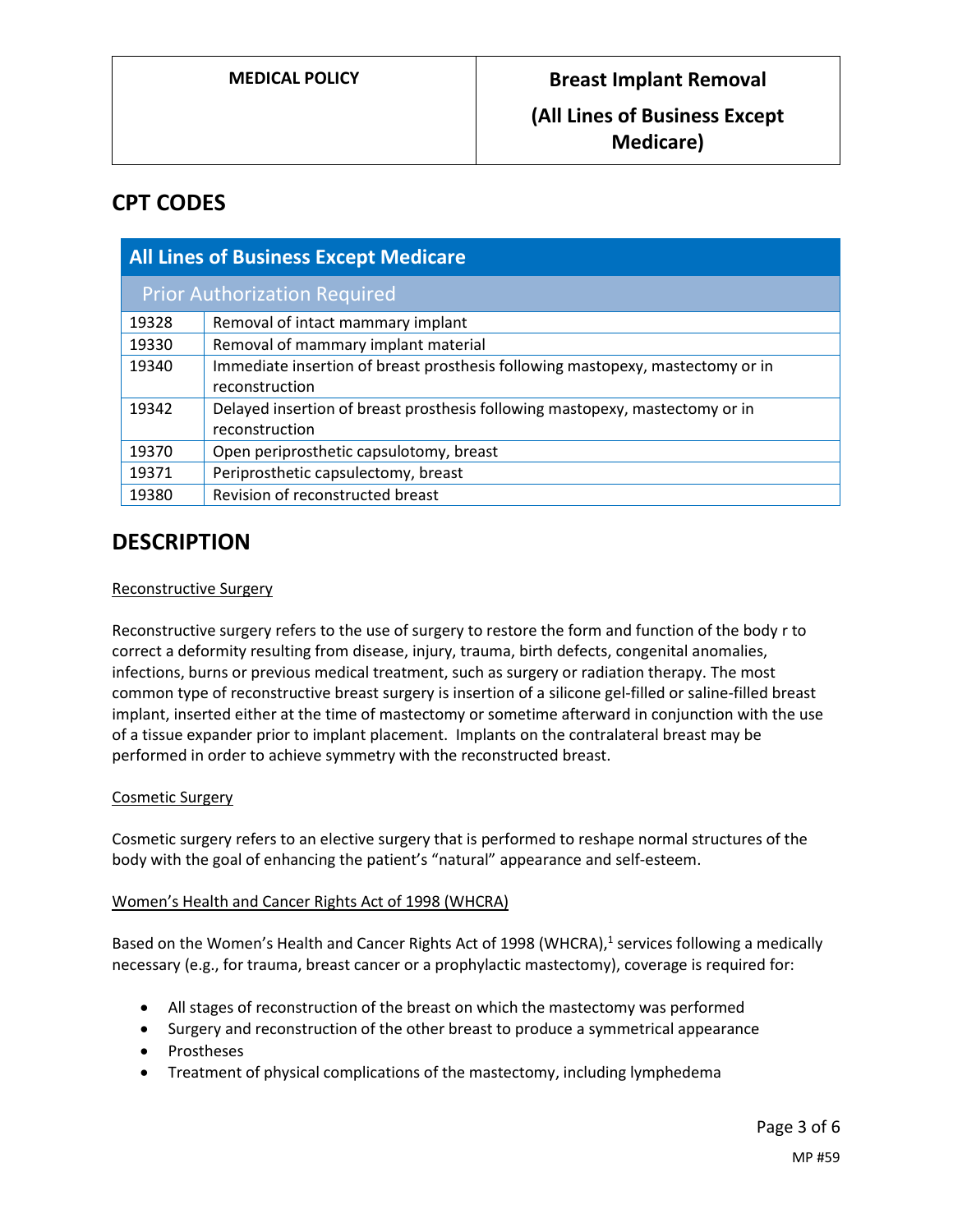## CPT CODES

| All Lines of Business Except Medicare | |
|---|---|
| **Prior Authorization Required** | |
| 19328 | Removal of intact mammary implant |
| 19330 | Removal of mammary implant material |
| 19340 | Immediate insertion of breast prosthesis following mastopexy, mastectomy or in reconstruction |
| 19342 | Delayed insertion of breast prosthesis following mastopexy, mastectomy or in reconstruction |
| 19370 | Open periprosthetic capsulotomy, breast |
| 19371 | Periprosthetic capsulectomy, breast |
| 19380 | Revision of reconstructed breast |

## DESCRIPTION

Reconstructive Surgery

Reconstructive surgery refers to the use of surgery to restore the form and function of the body r to correct a deformity resulting from disease, injury, trauma, birth defects, congenital anomalies, infections, burns or previous medical treatment, such as surgery or radiation therapy. The most common type of reconstructive breast surgery is insertion of a silicone gel-filled or saline-filled breast implant, inserted either at the time of mastectomy or sometime afterward in conjunction with the use of a tissue expander prior to implant placement. Implants on the contralateral breast may be performed in order to achieve symmetry with the reconstructed breast.

Cosmetic Surgery

Cosmetic surgery refers to an elective surgery that is performed to reshape normal structures of the body with the goal of enhancing the patient's "natural" appearance and self-esteem.

Women's Health and Cancer Rights Act of 1998 (WHCRA)

Based on the Women's Health and Cancer Rights Act of 1998 (WHCRA),[1] services following a medically necessary (e.g., for trauma, breast cancer or a prophylactic mastectomy), coverage is required for:

- All stages of reconstruction of the breast on which the mastectomy was performed
- Surgery and reconstruction of the other breast to produce a symmetrical appearance
- Prostheses
- Treatment of physical complications of the mastectomy, including lymphedema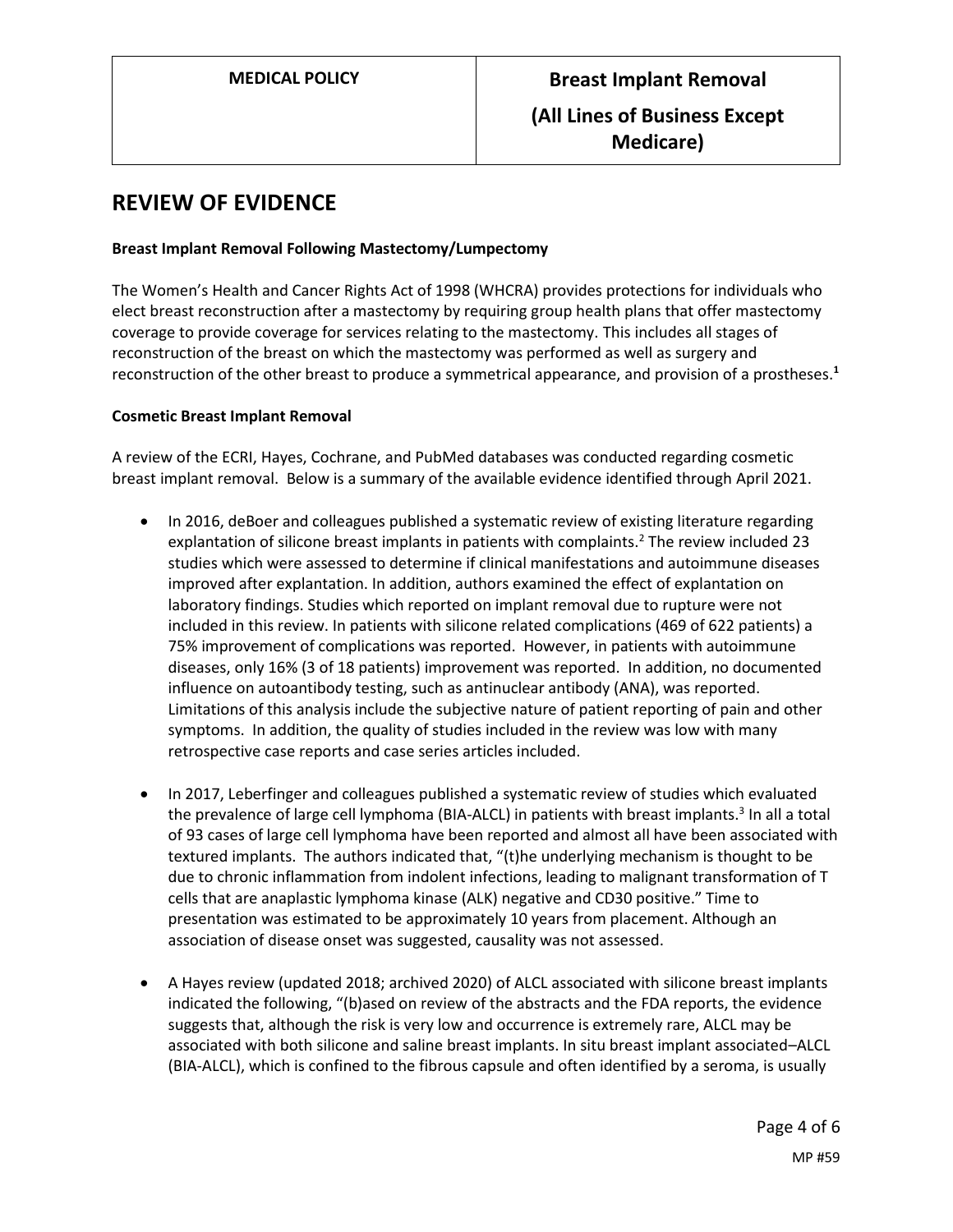## REVIEW OF EVIDENCE

### Breast Implant Removal Following Mastectomy/Lumpectomy

The Women's Health and Cancer Rights Act of 1998 (WHCRA) provides protections for individuals who elect breast reconstruction after a mastectomy by requiring group health plans that offer mastectomy coverage to provide coverage for services relating to the mastectomy. This includes all stages of reconstruction of the breast on which the mastectomy was performed as well as surgery and reconstruction of the other breast to produce a symmetrical appearance, and provision of a prostheses.[1]

### Cosmetic Breast Implant Removal

A review of the ECRI, Hayes, Cochrane, and PubMed databases was conducted regarding cosmetic breast implant removal. Below is a summary of the available evidence identified through April 2021.

- In 2016, deBoer and colleagues published a systematic review of existing literature regarding explantation of silicone breast implants in patients with complaints.[2] The review included 23 studies which were assessed to determine if clinical manifestations and autoimmune diseases improved after explantation. In addition, authors examined the effect of explantation on laboratory findings. Studies which reported on implant removal due to rupture were not included in this review. In patients with silicone related complications (469 of 622 patients) a 75% improvement of complications was reported. However, in patients with autoimmune diseases, only 16% (3 of 18 patients) improvement was reported. In addition, no documented influence on autoantibody testing, such as antinuclear antibody (ANA), was reported. Limitations of this analysis include the subjective nature of patient reporting of pain and other symptoms. In addition, the quality of studies included in the review was low with many retrospective case reports and case series articles included.

- In 2017, Leberfinger and colleagues published a systematic review of studies which evaluated the prevalence of large cell lymphoma (BIA-ALCL) in patients with breast implants.[3] In all a total of 93 cases of large cell lymphoma have been reported and almost all have been associated with textured implants. The authors indicated that, "(t)he underlying mechanism is thought to be due to chronic inflammation from indolent infections, leading to malignant transformation of T cells that are anaplastic lymphoma kinase (ALK) negative and CD30 positive." Time to presentation was estimated to be approximately 10 years from placement. Although an association of disease onset was suggested, causality was not assessed.

- A Hayes review (updated 2018; archived 2020) of ALCL associated with silicone breast implants indicated the following, "(b)ased on review of the abstracts and the FDA reports, the evidence suggests that, although the risk is very low and occurrence is extremely rare, ALCL may be associated with both silicone and saline breast implants. In situ breast implant associated–ALCL (BIA-ALCL), which is confined to the fibrous capsule and often identified by a seroma, is usually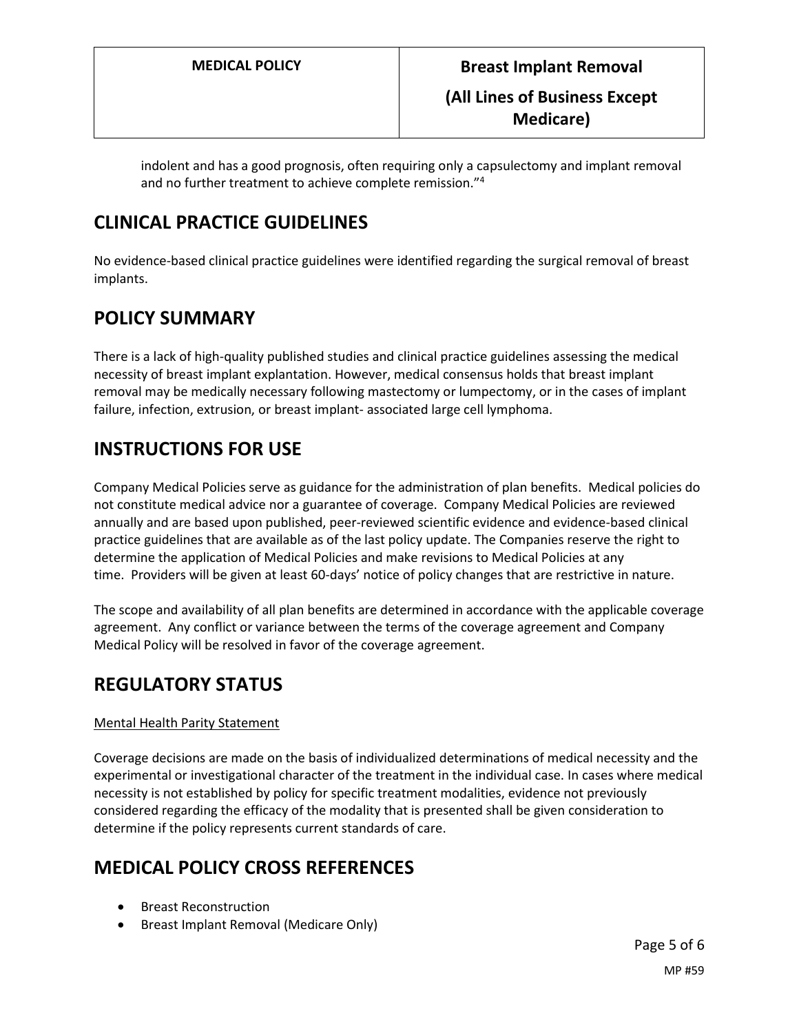indolent and has a good prognosis, often requiring only a capsulectomy and implant removal and no further treatment to achieve complete remission."[4]

## CLINICAL PRACTICE GUIDELINES

No evidence-based clinical practice guidelines were identified regarding the surgical removal of breast implants.

## POLICY SUMMARY

There is a lack of high-quality published studies and clinical practice guidelines assessing the medical necessity of breast implant explantation. However, medical consensus holds that breast implant removal may be medically necessary following mastectomy or lumpectomy, or in the cases of implant failure, infection, extrusion, or breast implant- associated large cell lymphoma.

## INSTRUCTIONS FOR USE

Company Medical Policies serve as guidance for the administration of plan benefits. Medical policies do not constitute medical advice nor a guarantee of coverage. Company Medical Policies are reviewed annually and are based upon published, peer-reviewed scientific evidence and evidence-based clinical practice guidelines that are available as of the last policy update. The Companies reserve the right to determine the application of Medical Policies and make revisions to Medical Policies at any time. Providers will be given at least 60-days' notice of policy changes that are restrictive in nature.

The scope and availability of all plan benefits are determined in accordance with the applicable coverage agreement. Any conflict or variance between the terms of the coverage agreement and Company Medical Policy will be resolved in favor of the coverage agreement.

## REGULATORY STATUS

Mental Health Parity Statement

Coverage decisions are made on the basis of individualized determinations of medical necessity and the experimental or investigational character of the treatment in the individual case. In cases where medical necessity is not established by policy for specific treatment modalities, evidence not previously considered regarding the efficacy of the modality that is presented shall be given consideration to determine if the policy represents current standards of care.

## MEDICAL POLICY CROSS REFERENCES

- Breast Reconstruction
- Breast Implant Removal (Medicare Only)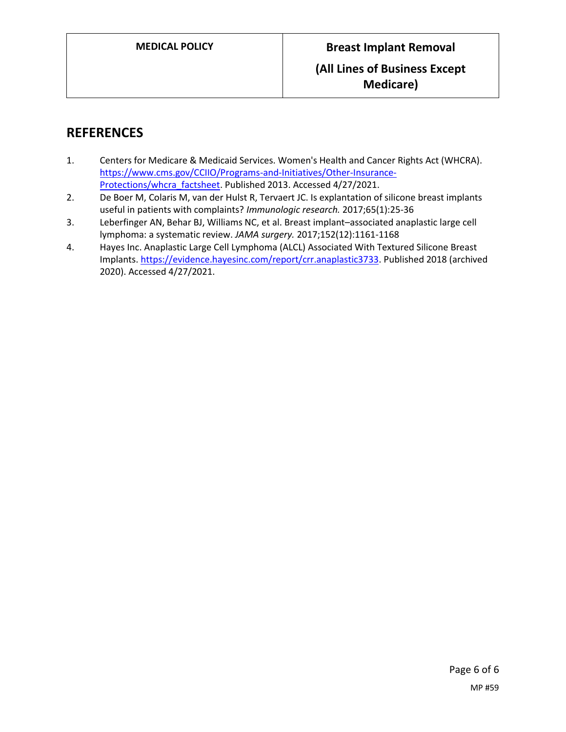## REFERENCES

1. Centers for Medicare & Medicaid Services. Women's Health and Cancer Rights Act (WHCRA). https://www.cms.gov/CCIIO/Programs-and-Initiatives/Other-Insurance-Protections/whcra_factsheet. Published 2013. Accessed 4/27/2021.
2. De Boer M, Colaris M, van der Hulst R, Tervaert JC. Is explantation of silicone breast implants useful in patients with complaints? *Immunologic research.* 2017;65(1):25-36
3. Leberfinger AN, Behar BJ, Williams NC, et al. Breast implant–associated anaplastic large cell lymphoma: a systematic review. *JAMA surgery.* 2017;152(12):1161-1168
4. Hayes Inc. Anaplastic Large Cell Lymphoma (ALCL) Associated With Textured Silicone Breast Implants. https://evidence.hayesinc.com/report/crr.anaplastic3733. Published 2018 (archived 2020). Accessed 4/27/2021.